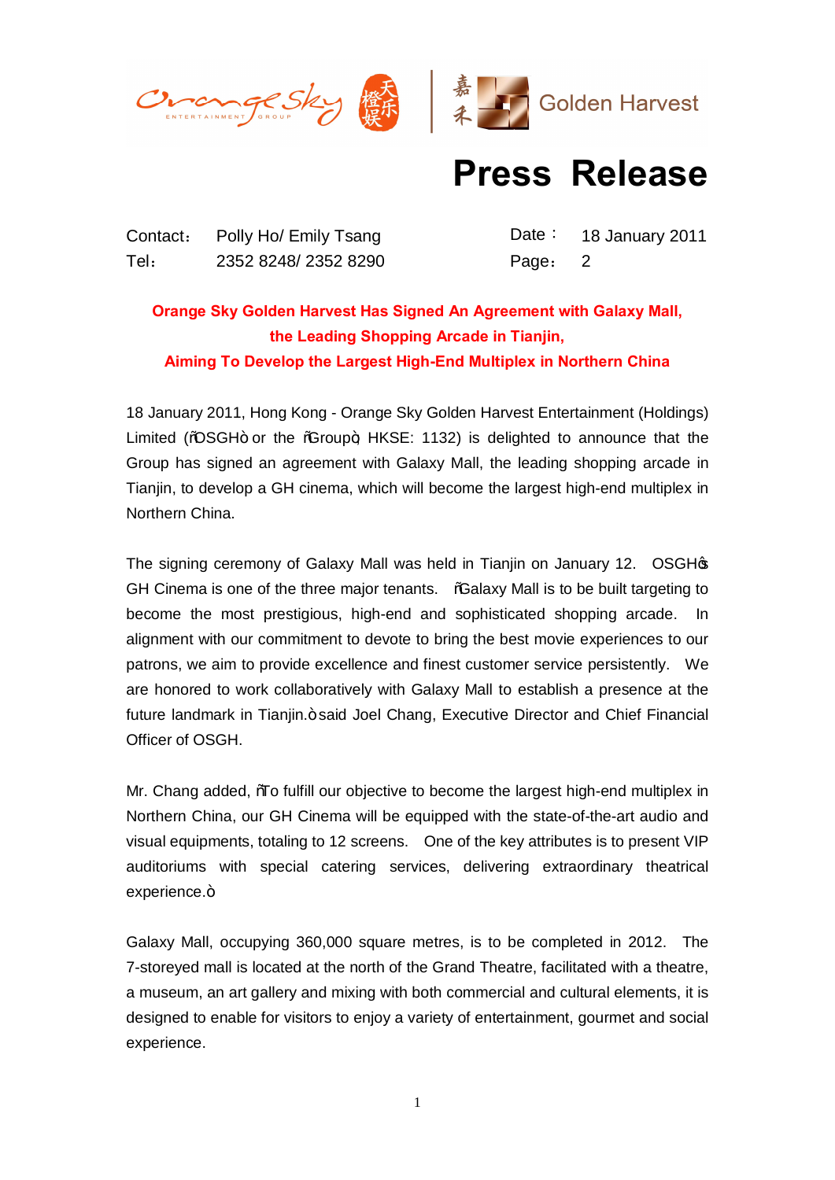# Press Release

Contact: Polly Ho/ Emily Tsang
Tel: 2352 8248/ 2352 8290

Date： 18 January 2011
Page: 2

**Orange Sky Golden Harvest Has Signed An Agreement with Galaxy Mall, the Leading Shopping Arcade in Tianjin, Aiming To Develop the Largest High-End Multiplex in Northern China**

18 January 2011, Hong Kong - Orange Sky Golden Harvest Entertainment (Holdings) Limited ("OSGH" or the "Group", HKSE: 1132) is delighted to announce that the Group has signed an agreement with Galaxy Mall, the leading shopping arcade in Tianjin, to develop a GH cinema, which will become the largest high-end multiplex in Northern China.

The signing ceremony of Galaxy Mall was held in Tianjin on January 12. OSGH's GH Cinema is one of the three major tenants. "Galaxy Mall is to be built targeting to become the most prestigious, high-end and sophisticated shopping arcade. In alignment with our commitment to devote to bring the best movie experiences to our patrons, we aim to provide excellence and finest customer service persistently. We are honored to work collaboratively with Galaxy Mall to establish a presence at the future landmark in Tianjin." said Joel Chang, Executive Director and Chief Financial Officer of OSGH.

Mr. Chang added, "To fulfill our objective to become the largest high-end multiplex in Northern China, our GH Cinema will be equipped with the state-of-the-art audio and visual equipments, totaling to 12 screens. One of the key attributes is to present VIP auditoriums with special catering services, delivering extraordinary theatrical experience."

Galaxy Mall, occupying 360,000 square metres, is to be completed in 2012. The 7-storeyed mall is located at the north of the Grand Theatre, facilitated with a theatre, a museum, an art gallery and mixing with both commercial and cultural elements, it is designed to enable for visitors to enjoy a variety of entertainment, gourmet and social experience.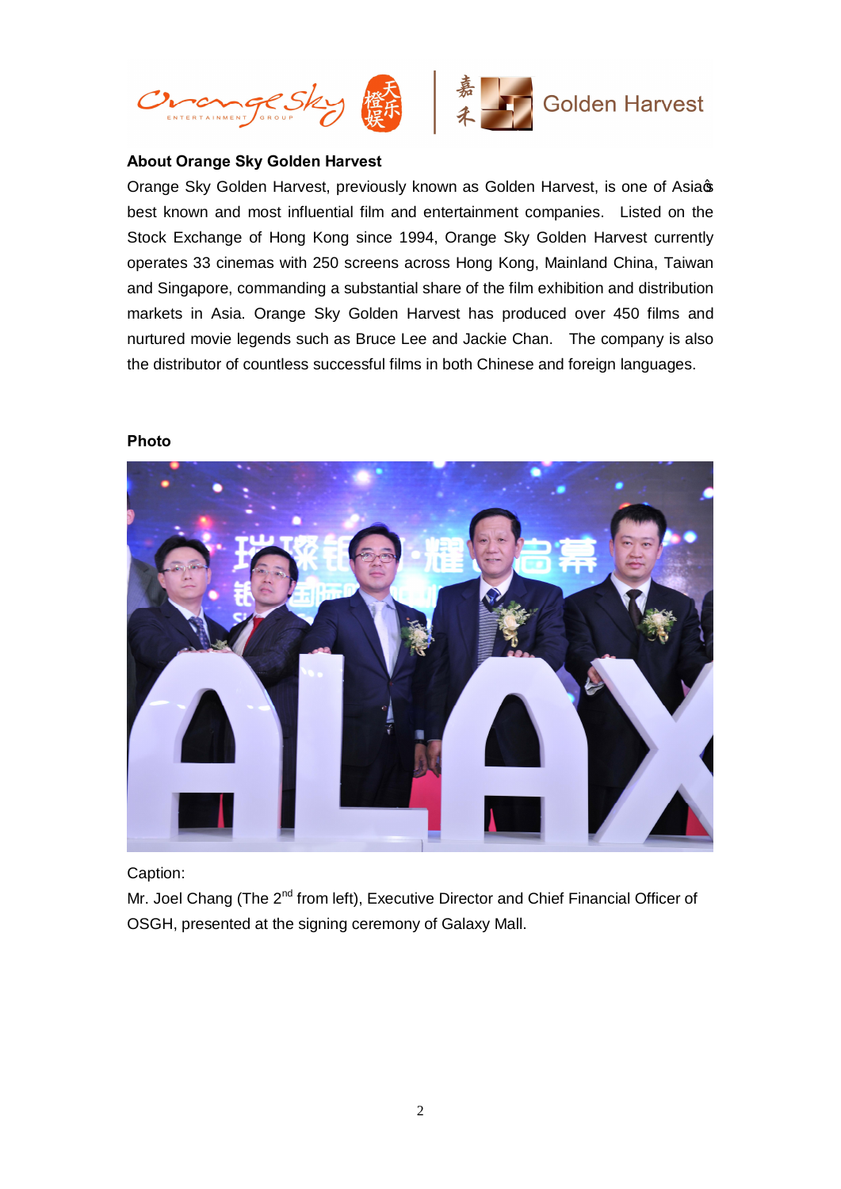### About Orange Sky Golden Harvest

Orange Sky Golden Harvest, previously known as Golden Harvest, is one of Asia's best known and most influential film and entertainment companies. Listed on the Stock Exchange of Hong Kong since 1994, Orange Sky Golden Harvest currently operates 33 cinemas with 250 screens across Hong Kong, Mainland China, Taiwan and Singapore, commanding a substantial share of the film exhibition and distribution markets in Asia. Orange Sky Golden Harvest has produced over 450 films and nurtured movie legends such as Bruce Lee and Jackie Chan. The company is also the distributor of countless successful films in both Chinese and foreign languages.

### Photo

Caption:

Mr. Joel Chang (The 2nd from left), Executive Director and Chief Financial Officer of OSGH, presented at the signing ceremony of Galaxy Mall.